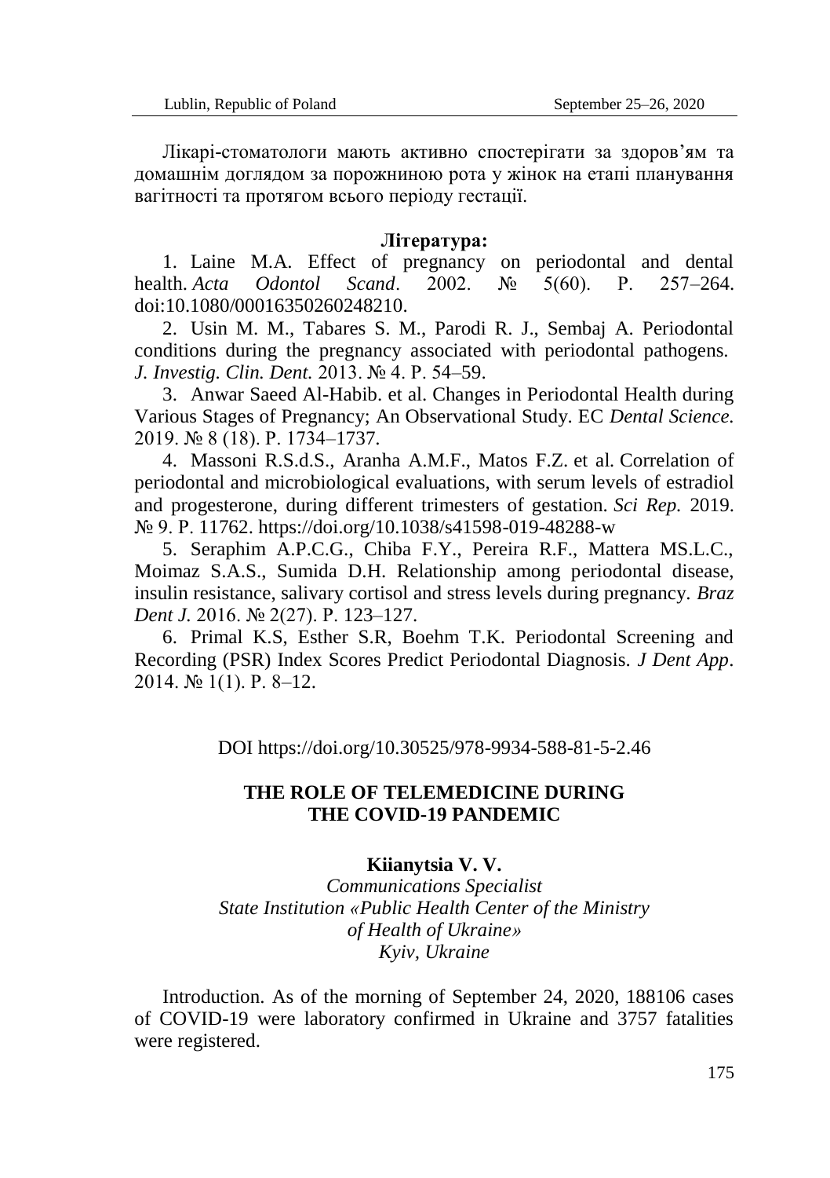Лікарі-стоматологи мають активно спостерігати за здоров'ям та домашнім доглядом за порожниною рота у жінок на етапі планування вагітності та протягом всього періоду гестації.

**Література:**

1. Laine M.A. Effect of pregnancy on periodontal and dental health. *Acta Odontol Scand*. 2002. № 5(60). P. 257–264. doi:10.1080/00016350260248210.
2. Usin M. M., Tabares S. M., Parodi R. J., Sembaj A. Periodontal conditions during the pregnancy associated with periodontal pathogens. *J. Investig. Clin. Dent.* 2013. № 4. P. 54–59.
3. Anwar Saeed Al-Habib. et al. Changes in Periodontal Health during Various Stages of Pregnancy; An Observational Study. EC *Dental Science.* 2019. № 8 (18). P. 1734–1737.
4. Massoni R.S.d.S., Aranha A.M.F., Matos F.Z. et al. Correlation of periodontal and microbiological evaluations, with serum levels of estradiol and progesterone, during different trimesters of gestation. *Sci Rep.* 2019. № 9. P. 11762. https://doi.org/10.1038/s41598-019-48288-w
5. Seraphim A.P.C.G., Chiba F.Y., Pereira R.F., Mattera MS.L.C., Moimaz S.A.S., Sumida D.H. Relationship among periodontal disease, insulin resistance, salivary cortisol and stress levels during pregnancy. *Braz Dent J.* 2016. № 2(27). P. 123–127.
6. Primal K.S, Esther S.R, Boehm T.K. Periodontal Screening and Recording (PSR) Index Scores Predict Periodontal Diagnosis. *J Dent App*. 2014. № 1(1). P. 8–12.

DOI https://doi.org/10.30525/978-9934-588-81-5-2.46

## THE ROLE OF TELEMEDICINE DURING THE COVID-19 PANDEMIC

**Kiianytsia V. V.**

*Communications Specialist*
*State Institution «Public Health Center of the Ministry of Health of Ukraine»*
*Kyiv, Ukraine*

Introduction. As of the morning of September 24, 2020, 188106 cases of COVID-19 were laboratory confirmed in Ukraine and 3757 fatalities were registered.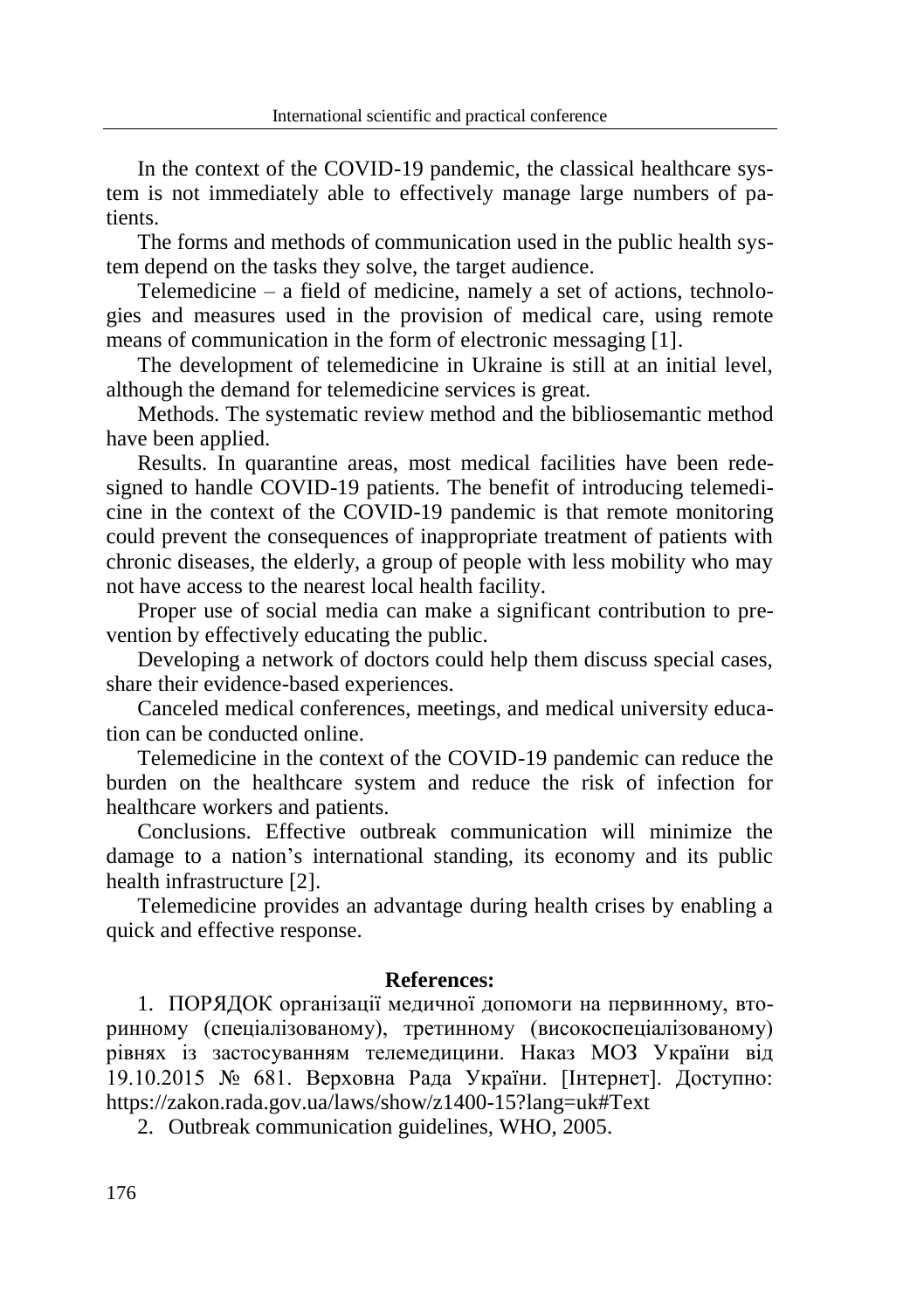In the context of the COVID-19 pandemic, the classical healthcare system is not immediately able to effectively manage large numbers of patients.

The forms and methods of communication used in the public health system depend on the tasks they solve, the target audience.

Telemedicine – a field of medicine, namely a set of actions, technologies and measures used in the provision of medical care, using remote means of communication in the form of electronic messaging [1].

The development of telemedicine in Ukraine is still at an initial level, although the demand for telemedicine services is great.

Methods. The systematic review method and the bibliosemantic method have been applied.

Results. In quarantine areas, most medical facilities have been redesigned to handle COVID-19 patients. The benefit of introducing telemedicine in the context of the COVID-19 pandemic is that remote monitoring could prevent the consequences of inappropriate treatment of patients with chronic diseases, the elderly, a group of people with less mobility who may not have access to the nearest local health facility.

Proper use of social media can make a significant contribution to prevention by effectively educating the public.

Developing a network of doctors could help them discuss special cases, share their evidence-based experiences.

Canceled medical conferences, meetings, and medical university education can be conducted online.

Telemedicine in the context of the COVID-19 pandemic can reduce the burden on the healthcare system and reduce the risk of infection for healthcare workers and patients.

Conclusions. Effective outbreak communication will minimize the damage to a nation's international standing, its economy and its public health infrastructure [2].

Telemedicine provides an advantage during health crises by enabling a quick and effective response.

**References:**

1. ПОРЯДОК організації медичної допомоги на первинному, вторинному (спеціалізованому), третинному (високоспеціалізованому) рівнях із застосуванням телемедицини. Наказ МОЗ України від 19.10.2015 № 681. Верховна Рада України. [Інтернет]. Доступно: https://zakon.rada.gov.ua/laws/show/z1400-15?lang=uk#Text
2. Outbreak communication guidelines, WHO, 2005.